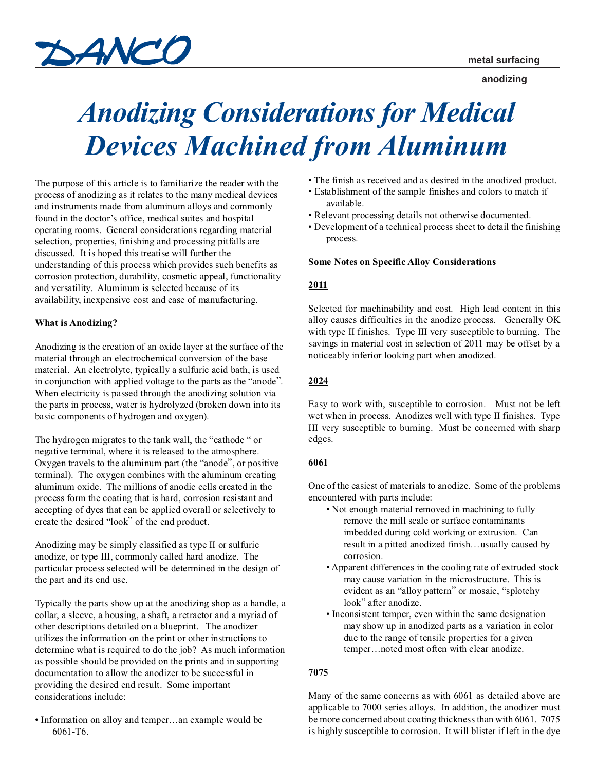DANCO

metal surfacing

anodizing

# Anodizing Considerations for Medical Devices Machined from Aluminum

The purpose of this article is to familiarize the reader with the process of anodizing as it relates to the many medical devices and instruments made from aluminum alloys and commonly found in the doctor's office, medical suites and hospital operating rooms. General considerations regarding material selection, properties, finishing and processing pitfalls are discussed. It is hoped this treatise will further the understanding of this process which provides such benefits as corrosion protection, durability, cosmetic appeal, functionality and versatility. Aluminum is selected because of its availability, inexpensive cost and ease of manufacturing.

**What is Anodizing?**

Anodizing is the creation of an oxide layer at the surface of the material through an electrochemical conversion of the base material. An electrolyte, typically a sulfuric acid bath, is used in conjunction with applied voltage to the parts as the "anode". When electricity is passed through the anodizing solution via the parts in process, water is hydrolyzed (broken down into its basic components of hydrogen and oxygen).

The hydrogen migrates to the tank wall, the "cathode " or negative terminal, where it is released to the atmosphere. Oxygen travels to the aluminum part (the "anode", or positive terminal). The oxygen combines with the aluminum creating aluminum oxide. The millions of anodic cells created in the process form the coating that is hard, corrosion resistant and accepting of dyes that can be applied overall or selectively to create the desired "look" of the end product.

Anodizing may be simply classified as type II or sulfuric anodize, or type III, commonly called hard anodize. The particular process selected will be determined in the design of the part and its end use.

Typically the parts show up at the anodizing shop as a handle, a collar, a sleeve, a housing, a shaft, a retractor and a myriad of other descriptions detailed on a blueprint. The anodizer utilizes the information on the print or other instructions to determine what is required to do the job? As much information as possible should be provided on the prints and in supporting documentation to allow the anodizer to be successful in providing the desired end result. Some important considerations include:

- Information on alloy and temper…an example would be 6061-T6.
- The finish as received and as desired in the anodized product.
- Establishment of the sample finishes and colors to match if available.
- Relevant processing details not otherwise documented.
- Development of a technical process sheet to detail the finishing process.

**Some Notes on Specific Alloy Considerations**

__2011__

Selected for machinability and cost. High lead content in this alloy causes difficulties in the anodize process. Generally OK with type II finishes. Type III very susceptible to burning. The savings in material cost in selection of 2011 may be offset by a noticeably inferior looking part when anodized.

__2024__

Easy to work with, susceptible to corrosion. Must not be left wet when in process. Anodizes well with type II finishes. Type III very susceptible to burning. Must be concerned with sharp edges.

__6061__

One of the easiest of materials to anodize. Some of the problems encountered with parts include:

- Not enough material removed in machining to fully remove the mill scale or surface contaminants imbedded during cold working or extrusion. Can result in a pitted anodized finish…usually caused by corrosion.
- Apparent differences in the cooling rate of extruded stock may cause variation in the microstructure. This is evident as an "alloy pattern" or mosaic, "splotchy look" after anodize.
- Inconsistent temper, even within the same designation may show up in anodized parts as a variation in color due to the range of tensile properties for a given temper…noted most often with clear anodize.

__7075__

Many of the same concerns as with 6061 as detailed above are applicable to 7000 series alloys. In addition, the anodizer must be more concerned about coating thickness than with 6061. 7075 is highly susceptible to corrosion. It will blister if left in the dye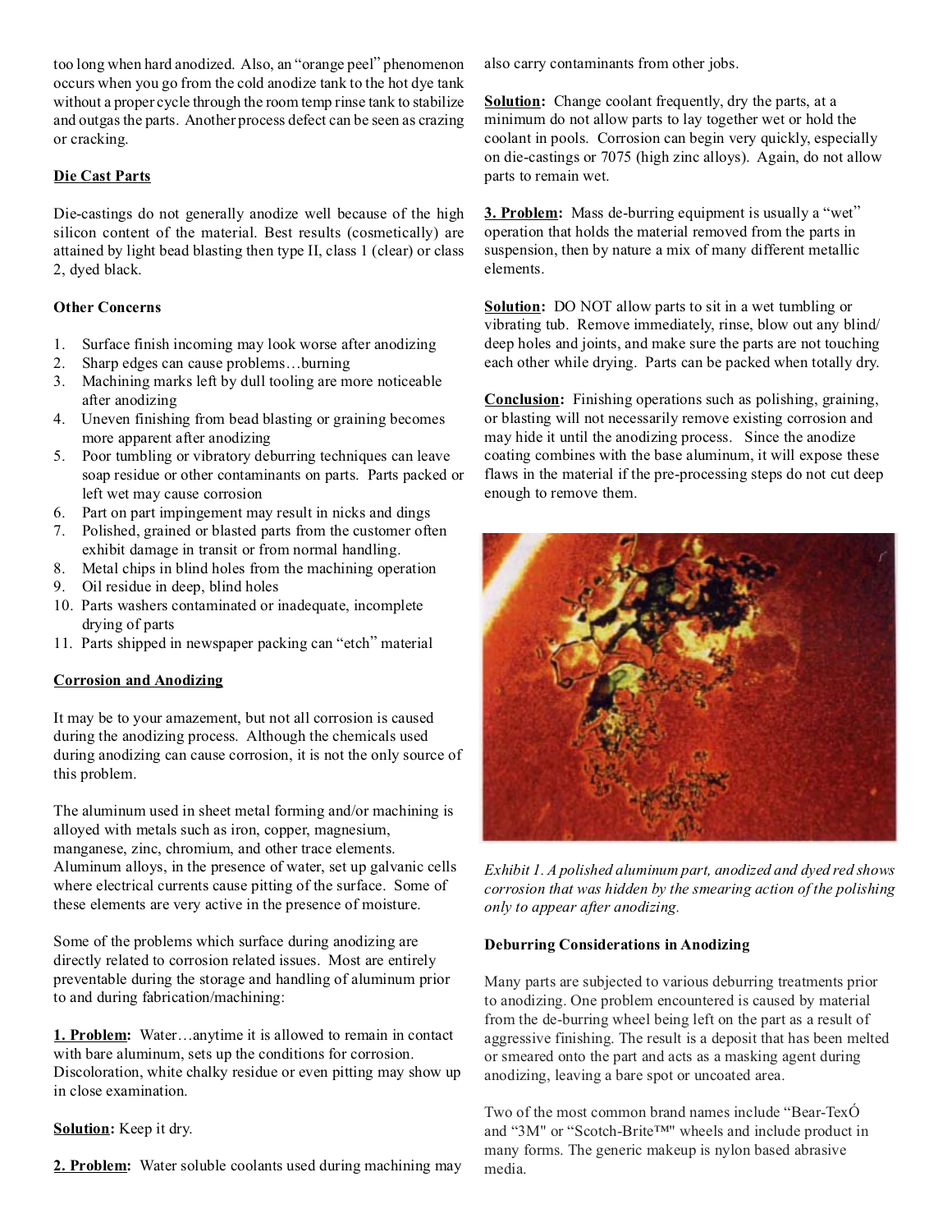too long when hard anodized. Also, an "orange peel" phenomenon occurs when you go from the cold anodize tank to the hot dye tank without a proper cycle through the room temp rinse tank to stabilize and outgas the parts. Another process defect can be seen as crazing or cracking.

**Die Cast Parts**

Die-castings do not generally anodize well because of the high silicon content of the material. Best results (cosmetically) are attained by light bead blasting then type II, class 1 (clear) or class 2, dyed black.

**Other Concerns**

1. Surface finish incoming may look worse after anodizing
2. Sharp edges can cause problems…burning
3. Machining marks left by dull tooling are more noticeable after anodizing
4. Uneven finishing from bead blasting or graining becomes more apparent after anodizing
5. Poor tumbling or vibratory deburring techniques can leave soap residue or other contaminants on parts. Parts packed or left wet may cause corrosion
6. Part on part impingement may result in nicks and dings
7. Polished, grained or blasted parts from the customer often exhibit damage in transit or from normal handling.
8. Metal chips in blind holes from the machining operation
9. Oil residue in deep, blind holes
10. Parts washers contaminated or inadequate, incomplete drying of parts
11. Parts shipped in newspaper packing can "etch" material

**Corrosion and Anodizing**

It may be to your amazement, but not all corrosion is caused during the anodizing process. Although the chemicals used during anodizing can cause corrosion, it is not the only source of this problem.

The aluminum used in sheet metal forming and/or machining is alloyed with metals such as iron, copper, magnesium, manganese, zinc, chromium, and other trace elements. Aluminum alloys, in the presence of water, set up galvanic cells where electrical currents cause pitting of the surface. Some of these elements are very active in the presence of moisture.

Some of the problems which surface during anodizing are directly related to corrosion related issues. Most are entirely preventable during the storage and handling of aluminum prior to and during fabrication/machining:

**1. Problem:** Water…anytime it is allowed to remain in contact with bare aluminum, sets up the conditions for corrosion. Discoloration, white chalky residue or even pitting may show up in close examination.

**Solution:** Keep it dry.

**2. Problem:** Water soluble coolants used during machining may also carry contaminants from other jobs.

**Solution:** Change coolant frequently, dry the parts, at a minimum do not allow parts to lay together wet or hold the coolant in pools. Corrosion can begin very quickly, especially on die-castings or 7075 (high zinc alloys). Again, do not allow parts to remain wet.

**3. Problem:** Mass de-burring equipment is usually a "wet" operation that holds the material removed from the parts in suspension, then by nature a mix of many different metallic elements.

**Solution:** DO NOT allow parts to sit in a wet tumbling or vibrating tub. Remove immediately, rinse, blow out any blind/ deep holes and joints, and make sure the parts are not touching each other while drying. Parts can be packed when totally dry.

**Conclusion:** Finishing operations such as polishing, graining, or blasting will not necessarily remove existing corrosion and may hide it until the anodizing process. Since the anodize coating combines with the base aluminum, it will expose these flaws in the material if the pre-processing steps do not cut deep enough to remove them.

*Exhibit 1. A polished aluminum part, anodized and dyed red shows corrosion that was hidden by the smearing action of the polishing only to appear after anodizing.*

**Deburring Considerations in Anodizing**

Many parts are subjected to various deburring treatments prior to anodizing. One problem encountered is caused by material from the de-burring wheel being left on the part as a result of aggressive finishing. The result is a deposit that has been melted or smeared onto the part and acts as a masking agent during anodizing, leaving a bare spot or uncoated area.

Two of the most common brand names include "Bear-TexÓ and "3M" or "Scotch-Brite™" wheels and include product in many forms. The generic makeup is nylon based abrasive media.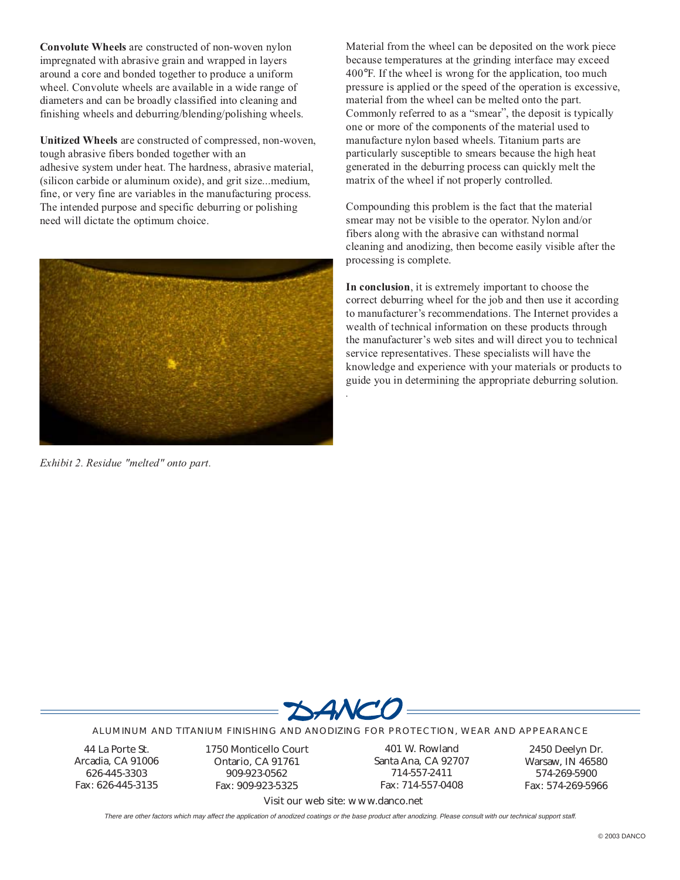**Convolute Wheels** are constructed of non-woven nylon impregnated with abrasive grain and wrapped in layers around a core and bonded together to produce a uniform wheel. Convolute wheels are available in a wide range of diameters and can be broadly classified into cleaning and finishing wheels and deburring/blending/polishing wheels.

**Unitized Wheels** are constructed of compressed, non-woven, tough abrasive fibers bonded together with an adhesive system under heat. The hardness, abrasive material, (silicon carbide or aluminum oxide), and grit size...medium, fine, or very fine are variables in the manufacturing process. The intended purpose and specific deburring or polishing need will dictate the optimum choice.

*Exhibit 2. Residue "melted" onto part.*

Material from the wheel can be deposited on the work piece because temperatures at the grinding interface may exceed 400°F. If the wheel is wrong for the application, too much pressure is applied or the speed of the operation is excessive, material from the wheel can be melted onto the part. Commonly referred to as a "smear", the deposit is typically one or more of the components of the material used to manufacture nylon based wheels. Titanium parts are particularly susceptible to smears because the high heat generated in the deburring process can quickly melt the matrix of the wheel if not properly controlled.

Compounding this problem is the fact that the material smear may not be visible to the operator. Nylon and/or fibers along with the abrasive can withstand normal cleaning and anodizing, then become easily visible after the processing is complete.

**In conclusion**, it is extremely important to choose the correct deburring wheel for the job and then use it according to manufacturer's recommendations. The Internet provides a wealth of technical information on these products through the manufacturer's web sites and will direct you to technical service representatives. These specialists will have the knowledge and experience with your materials or products to guide you in determining the appropriate deburring solution.

DANCO

ALUMINUM AND TITANIUM FINISHING AND ANODIZING FOR PROTECTION, WEAR AND APPEARANCE

| | | | |
|---|---|---|---|
| 44 La Porte St.<br>Arcadia, CA 91006<br>626-445-3303<br>Fax: 626-445-3135 | 1750 Monticello Court<br>Ontario, CA 91761<br>909-923-0562<br>Fax: 909-923-5325 | 401 W. Rowland<br>Santa Ana, CA 92707<br>714-557-2411<br>Fax: 714-557-0408 | 2450 Deelyn Dr.<br>Warsaw, IN 46580<br>574-269-5900<br>Fax: 574-269-5966 |

Visit our web site: www.danco.net

*There are other factors which may affect the application of anodized coatings or the base product after anodizing. Please consult with our technical support staff.*

© 2003 DANCO